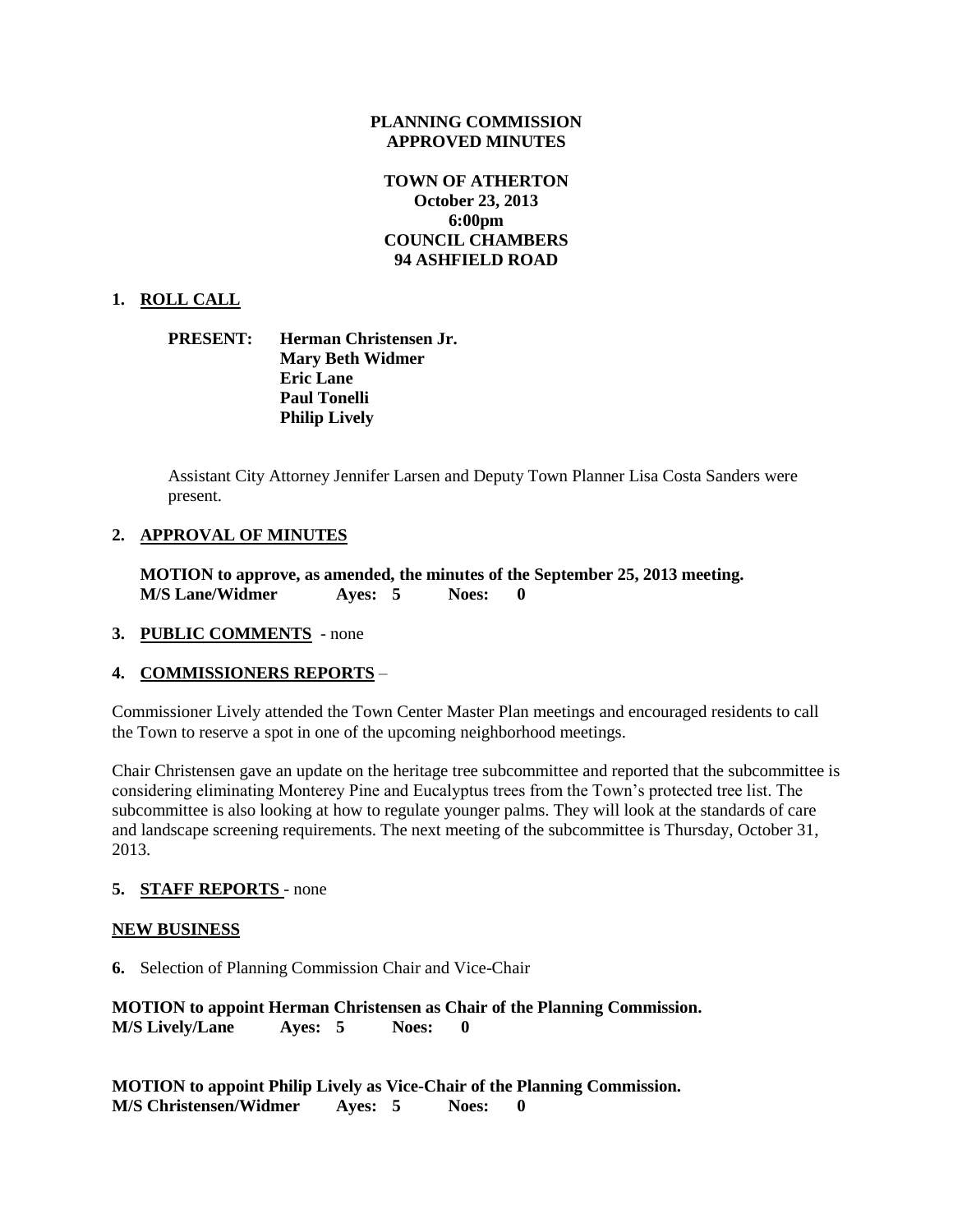# PLANNING COMMISSION
## APPROVED MINUTES

**TOWN OF ATHERTON**
**October 23, 2013**
**6:00pm**
**COUNCIL CHAMBERS**
**94 ASHFIELD ROAD**

**1. ROLL CALL**

**PRESENT:** **Herman Christensen Jr.**
**Mary Beth Widmer**
**Eric Lane**
**Paul Tonelli**
**Philip Lively**

Assistant City Attorney Jennifer Larsen and Deputy Town Planner Lisa Costa Sanders were present.

**2. APPROVAL OF MINUTES**

**MOTION to approve, as amended, the minutes of the September 25, 2013 meeting.**
**M/S Lane/Widmer Ayes: 5 Noes: 0**

**3. PUBLIC COMMENTS** - none

**4. COMMISSIONERS REPORTS** –

Commissioner Lively attended the Town Center Master Plan meetings and encouraged residents to call the Town to reserve a spot in one of the upcoming neighborhood meetings.

Chair Christensen gave an update on the heritage tree subcommittee and reported that the subcommittee is considering eliminating Monterey Pine and Eucalyptus trees from the Town's protected tree list. The subcommittee is also looking at how to regulate younger palms. They will look at the standards of care and landscape screening requirements. The next meeting of the subcommittee is Thursday, October 31, 2013.

**5. STAFF REPORTS** - none

**NEW BUSINESS**

**6.** Selection of Planning Commission Chair and Vice-Chair

**MOTION to appoint Herman Christensen as Chair of the Planning Commission.**
**M/S Lively/Lane Ayes: 5 Noes: 0**

**MOTION to appoint Philip Lively as Vice-Chair of the Planning Commission.**
**M/S Christensen/Widmer Ayes: 5 Noes: 0**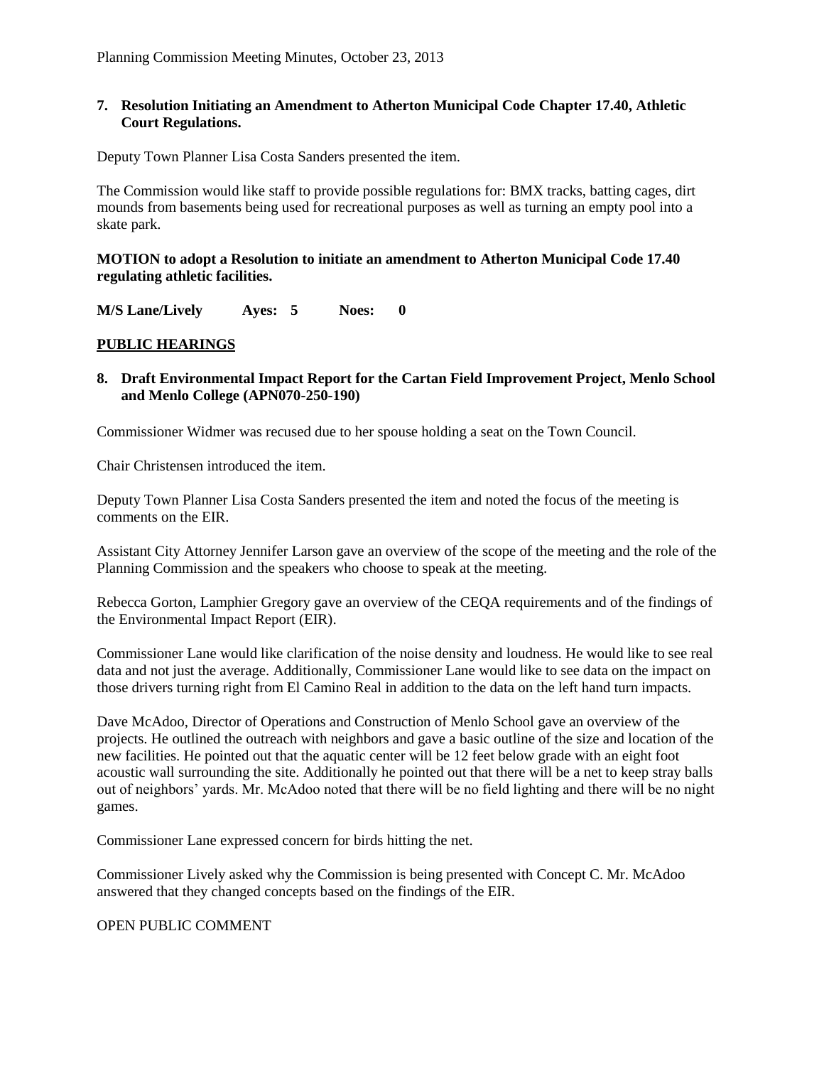**7. Resolution Initiating an Amendment to Atherton Municipal Code Chapter 17.40, Athletic Court Regulations.**

Deputy Town Planner Lisa Costa Sanders presented the item.

The Commission would like staff to provide possible regulations for: BMX tracks, batting cages, dirt mounds from basements being used for recreational purposes as well as turning an empty pool into a skate park.

**MOTION to adopt a Resolution to initiate an amendment to Atherton Municipal Code 17.40 regulating athletic facilities.**

**M/S Lane/Lively Ayes: 5 Noes: 0**

**PUBLIC HEARINGS**

**8. Draft Environmental Impact Report for the Cartan Field Improvement Project, Menlo School and Menlo College (APN070-250-190)**

Commissioner Widmer was recused due to her spouse holding a seat on the Town Council.

Chair Christensen introduced the item.

Deputy Town Planner Lisa Costa Sanders presented the item and noted the focus of the meeting is comments on the EIR.

Assistant City Attorney Jennifer Larson gave an overview of the scope of the meeting and the role of the Planning Commission and the speakers who choose to speak at the meeting.

Rebecca Gorton, Lamphier Gregory gave an overview of the CEQA requirements and of the findings of the Environmental Impact Report (EIR).

Commissioner Lane would like clarification of the noise density and loudness. He would like to see real data and not just the average. Additionally, Commissioner Lane would like to see data on the impact on those drivers turning right from El Camino Real in addition to the data on the left hand turn impacts.

Dave McAdoo, Director of Operations and Construction of Menlo School gave an overview of the projects. He outlined the outreach with neighbors and gave a basic outline of the size and location of the new facilities. He pointed out that the aquatic center will be 12 feet below grade with an eight foot acoustic wall surrounding the site. Additionally he pointed out that there will be a net to keep stray balls out of neighbors' yards. Mr. McAdoo noted that there will be no field lighting and there will be no night games.

Commissioner Lane expressed concern for birds hitting the net.

Commissioner Lively asked why the Commission is being presented with Concept C. Mr. McAdoo answered that they changed concepts based on the findings of the EIR.

OPEN PUBLIC COMMENT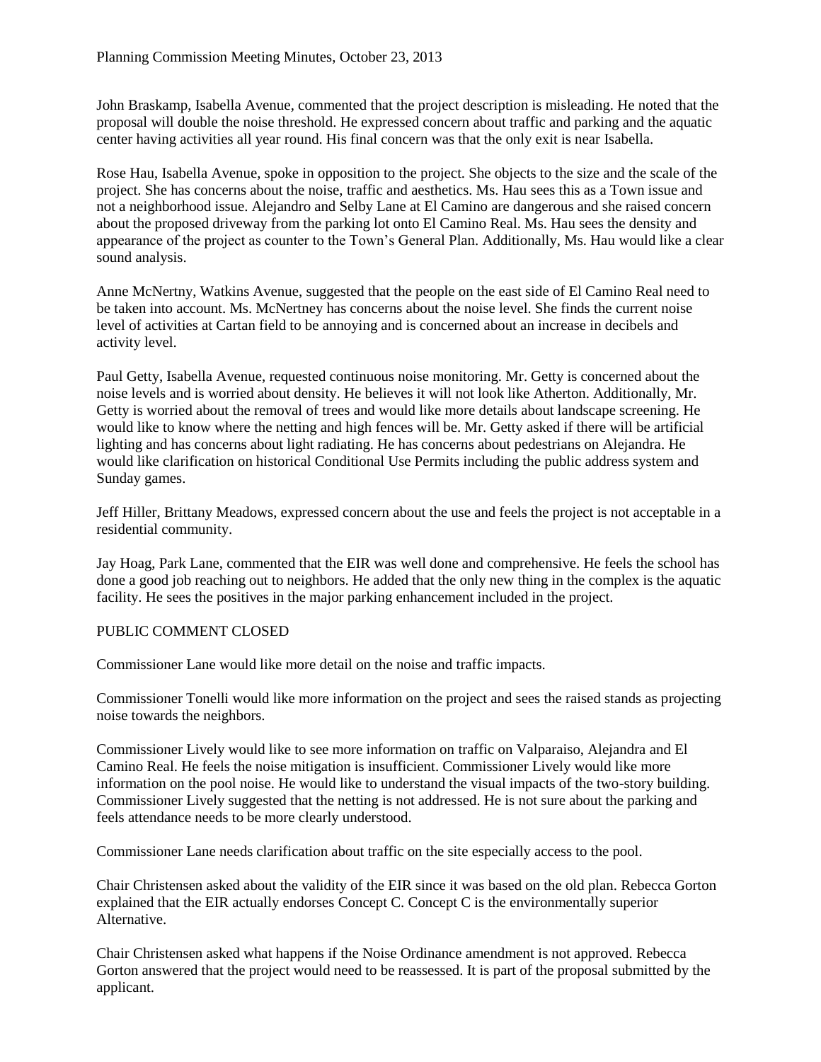John Braskamp, Isabella Avenue, commented that the project description is misleading. He noted that the proposal will double the noise threshold. He expressed concern about traffic and parking and the aquatic center having activities all year round. His final concern was that the only exit is near Isabella.

Rose Hau, Isabella Avenue, spoke in opposition to the project. She objects to the size and the scale of the project. She has concerns about the noise, traffic and aesthetics. Ms. Hau sees this as a Town issue and not a neighborhood issue. Alejandro and Selby Lane at El Camino are dangerous and she raised concern about the proposed driveway from the parking lot onto El Camino Real. Ms. Hau sees the density and appearance of the project as counter to the Town's General Plan. Additionally, Ms. Hau would like a clear sound analysis.

Anne McNertny, Watkins Avenue, suggested that the people on the east side of El Camino Real need to be taken into account. Ms. McNertney has concerns about the noise level. She finds the current noise level of activities at Cartan field to be annoying and is concerned about an increase in decibels and activity level.

Paul Getty, Isabella Avenue, requested continuous noise monitoring. Mr. Getty is concerned about the noise levels and is worried about density. He believes it will not look like Atherton. Additionally, Mr. Getty is worried about the removal of trees and would like more details about landscape screening. He would like to know where the netting and high fences will be. Mr. Getty asked if there will be artificial lighting and has concerns about light radiating. He has concerns about pedestrians on Alejandra. He would like clarification on historical Conditional Use Permits including the public address system and Sunday games.

Jeff Hiller, Brittany Meadows, expressed concern about the use and feels the project is not acceptable in a residential community.

Jay Hoag, Park Lane, commented that the EIR was well done and comprehensive. He feels the school has done a good job reaching out to neighbors. He added that the only new thing in the complex is the aquatic facility. He sees the positives in the major parking enhancement included in the project.

PUBLIC COMMENT CLOSED

Commissioner Lane would like more detail on the noise and traffic impacts.

Commissioner Tonelli would like more information on the project and sees the raised stands as projecting noise towards the neighbors.

Commissioner Lively would like to see more information on traffic on Valparaiso, Alejandra and El Camino Real. He feels the noise mitigation is insufficient. Commissioner Lively would like more information on the pool noise. He would like to understand the visual impacts of the two-story building. Commissioner Lively suggested that the netting is not addressed. He is not sure about the parking and feels attendance needs to be more clearly understood.

Commissioner Lane needs clarification about traffic on the site especially access to the pool.

Chair Christensen asked about the validity of the EIR since it was based on the old plan. Rebecca Gorton explained that the EIR actually endorses Concept C. Concept C is the environmentally superior Alternative.

Chair Christensen asked what happens if the Noise Ordinance amendment is not approved. Rebecca Gorton answered that the project would need to be reassessed. It is part of the proposal submitted by the applicant.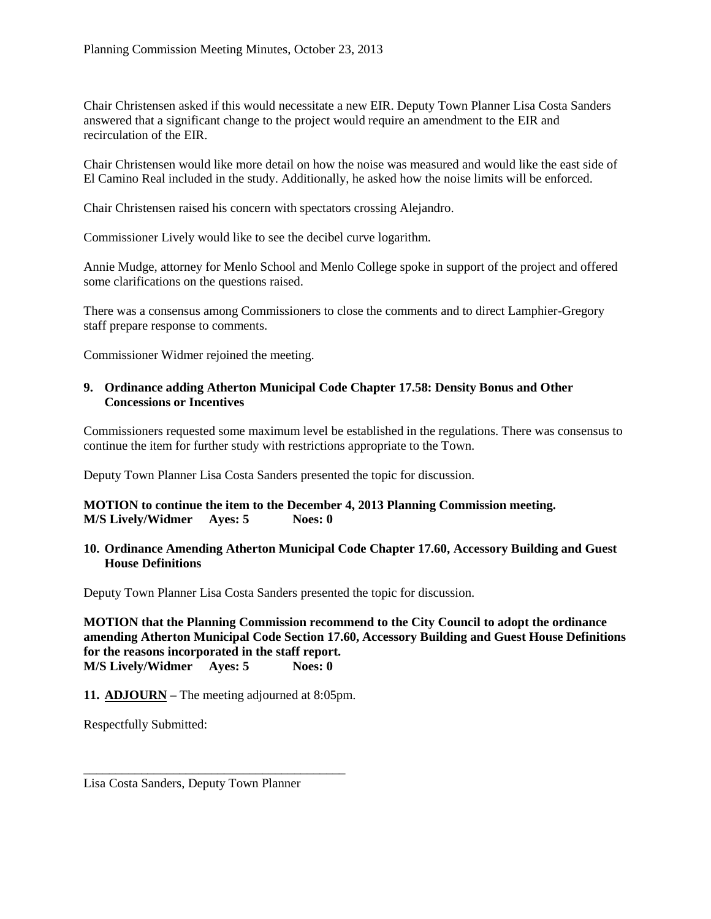Chair Christensen asked if this would necessitate a new EIR. Deputy Town Planner Lisa Costa Sanders answered that a significant change to the project would require an amendment to the EIR and recirculation of the EIR.

Chair Christensen would like more detail on how the noise was measured and would like the east side of El Camino Real included in the study. Additionally, he asked how the noise limits will be enforced.

Chair Christensen raised his concern with spectators crossing Alejandro.

Commissioner Lively would like to see the decibel curve logarithm.

Annie Mudge, attorney for Menlo School and Menlo College spoke in support of the project and offered some clarifications on the questions raised.

There was a consensus among Commissioners to close the comments and to direct Lamphier-Gregory staff prepare response to comments.

Commissioner Widmer rejoined the meeting.

**9. Ordinance adding Atherton Municipal Code Chapter 17.58: Density Bonus and Other Concessions or Incentives**

Commissioners requested some maximum level be established in the regulations. There was consensus to continue the item for further study with restrictions appropriate to the Town.

Deputy Town Planner Lisa Costa Sanders presented the topic for discussion.

**MOTION to continue the item to the December 4, 2013 Planning Commission meeting.**
**M/S Lively/Widmer Ayes: 5 Noes: 0**

**10. Ordinance Amending Atherton Municipal Code Chapter 17.60, Accessory Building and Guest House Definitions**

Deputy Town Planner Lisa Costa Sanders presented the topic for discussion.

**MOTION that the Planning Commission recommend to the City Council to adopt the ordinance amending Atherton Municipal Code Section 17.60, Accessory Building and Guest House Definitions for the reasons incorporated in the staff report.**
**M/S Lively/Widmer Ayes: 5 Noes: 0**

**11. ADJOURN** – The meeting adjourned at 8:05pm.

Respectfully Submitted:

\_\_\_\_\_\_\_\_\_\_\_\_\_\_\_\_\_\_\_\_\_\_\_\_\_\_\_\_\_\_\_\_\_\_\_\_\_\_\_\_

Lisa Costa Sanders, Deputy Town Planner